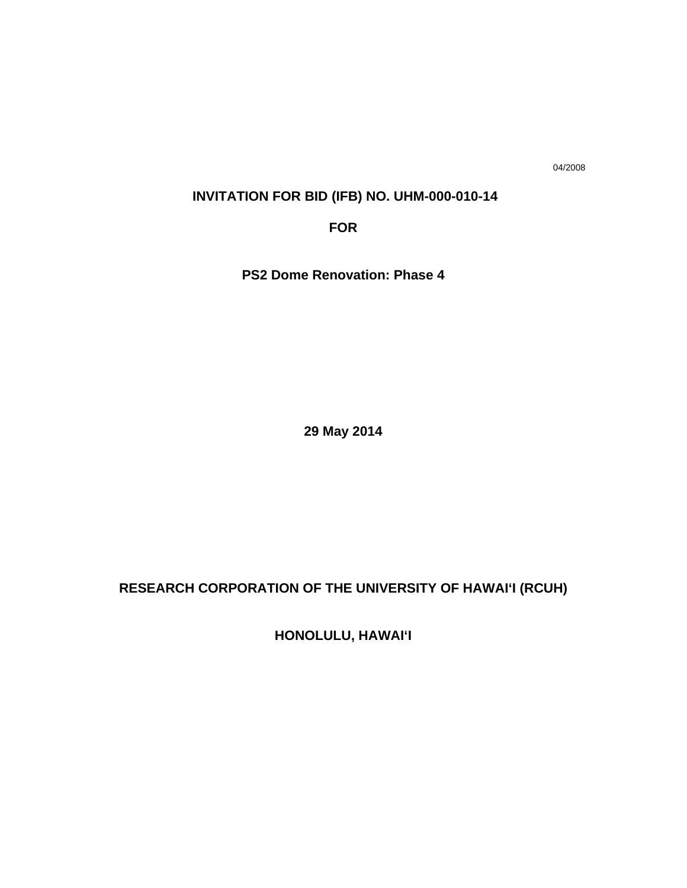04/2008

# INVITATION FOR BID (IFB) NO. UHM-000-010-14

# FOR

# PS2 Dome Renovation: Phase 4

**29 May 2014**

**RESEARCH CORPORATION OF THE UNIVERSITY OF HAWAI'I (RCUH)**

**HONOLULU, HAWAI'I**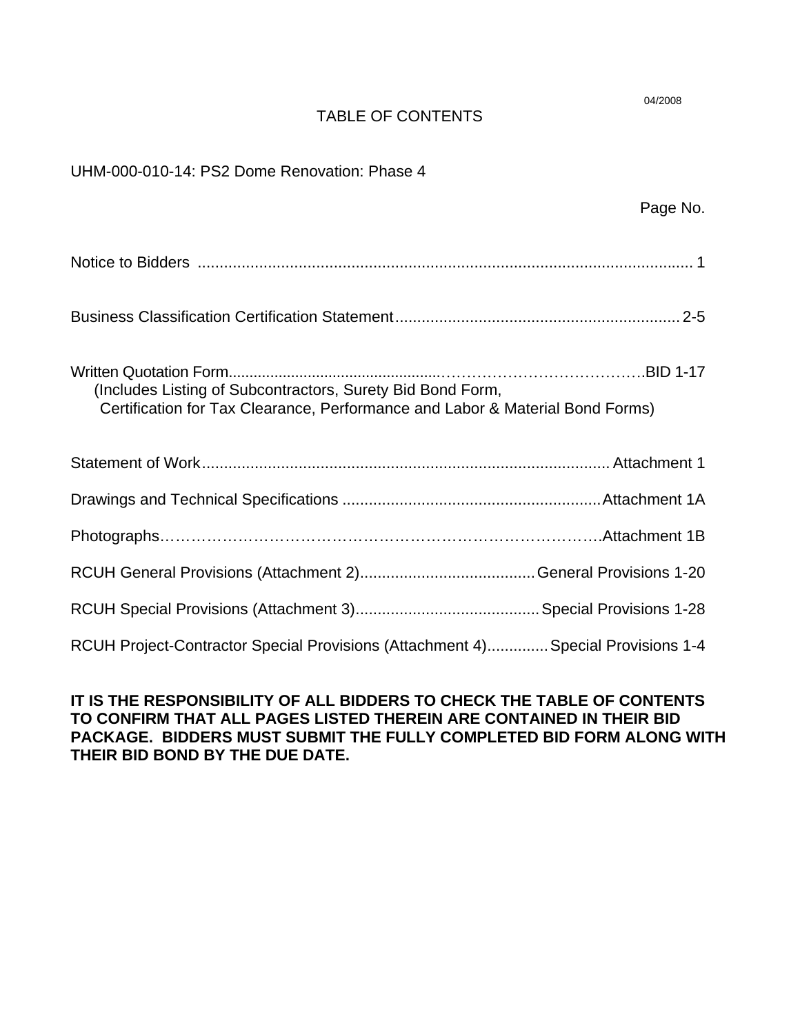04/2008

# TABLE OF CONTENTS

UHM-000-010-14: PS2 Dome Renovation: Phase 4

| | Page No. |
|---|---|
| Notice to Bidders | 1 |
| Business Classification Certification Statement | 2-5 |
| Written Quotation Form (Includes Listing of Subcontractors, Surety Bid Bond Form, Certification for Tax Clearance, Performance and Labor & Material Bond Forms) | BID 1-17 |
| Statement of Work | Attachment 1 |
| Drawings and Technical Specifications | Attachment 1A |
| Photographs | Attachment 1B |
| RCUH General Provisions (Attachment 2) | General Provisions 1-20 |
| RCUH Special Provisions (Attachment 3) | Special Provisions 1-28 |
| RCUH Project-Contractor Special Provisions (Attachment 4) | Special Provisions 1-4 |

**IT IS THE RESPONSIBILITY OF ALL BIDDERS TO CHECK THE TABLE OF CONTENTS TO CONFIRM THAT ALL PAGES LISTED THEREIN ARE CONTAINED IN THEIR BID PACKAGE. BIDDERS MUST SUBMIT THE FULLY COMPLETED BID FORM ALONG WITH THEIR BID BOND BY THE DUE DATE.**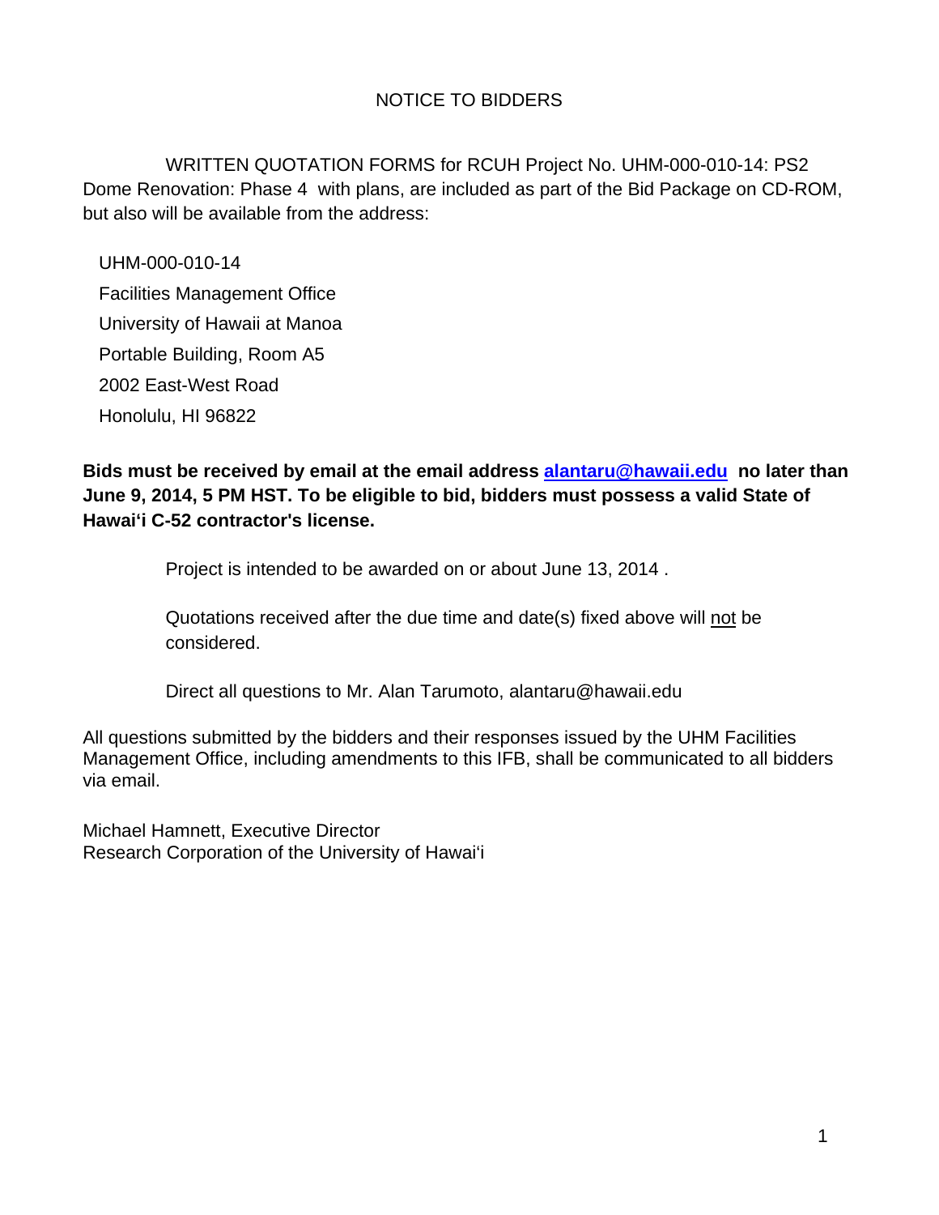# NOTICE TO BIDDERS

WRITTEN QUOTATION FORMS for RCUH Project No. UHM-000-010-14: PS2 Dome Renovation: Phase 4 with plans, are included as part of the Bid Package on CD-ROM, but also will be available from the address:

UHM-000-010-14
Facilities Management Office
University of Hawaii at Manoa
Portable Building, Room A5
2002 East-West Road
Honolulu, HI 96822

**Bids must be received by email at the email address alantaru@hawaii.edu no later than June 9, 2014, 5 PM HST. To be eligible to bid, bidders must possess a valid State of Hawai'i C-52 contractor's license.**

Project is intended to be awarded on or about June 13, 2014 .

Quotations received after the due time and date(s) fixed above will not be considered.

Direct all questions to Mr. Alan Tarumoto, alantaru@hawaii.edu

All questions submitted by the bidders and their responses issued by the UHM Facilities Management Office, including amendments to this IFB, shall be communicated to all bidders via email.

Michael Hamnett, Executive Director
Research Corporation of the University of Hawai'i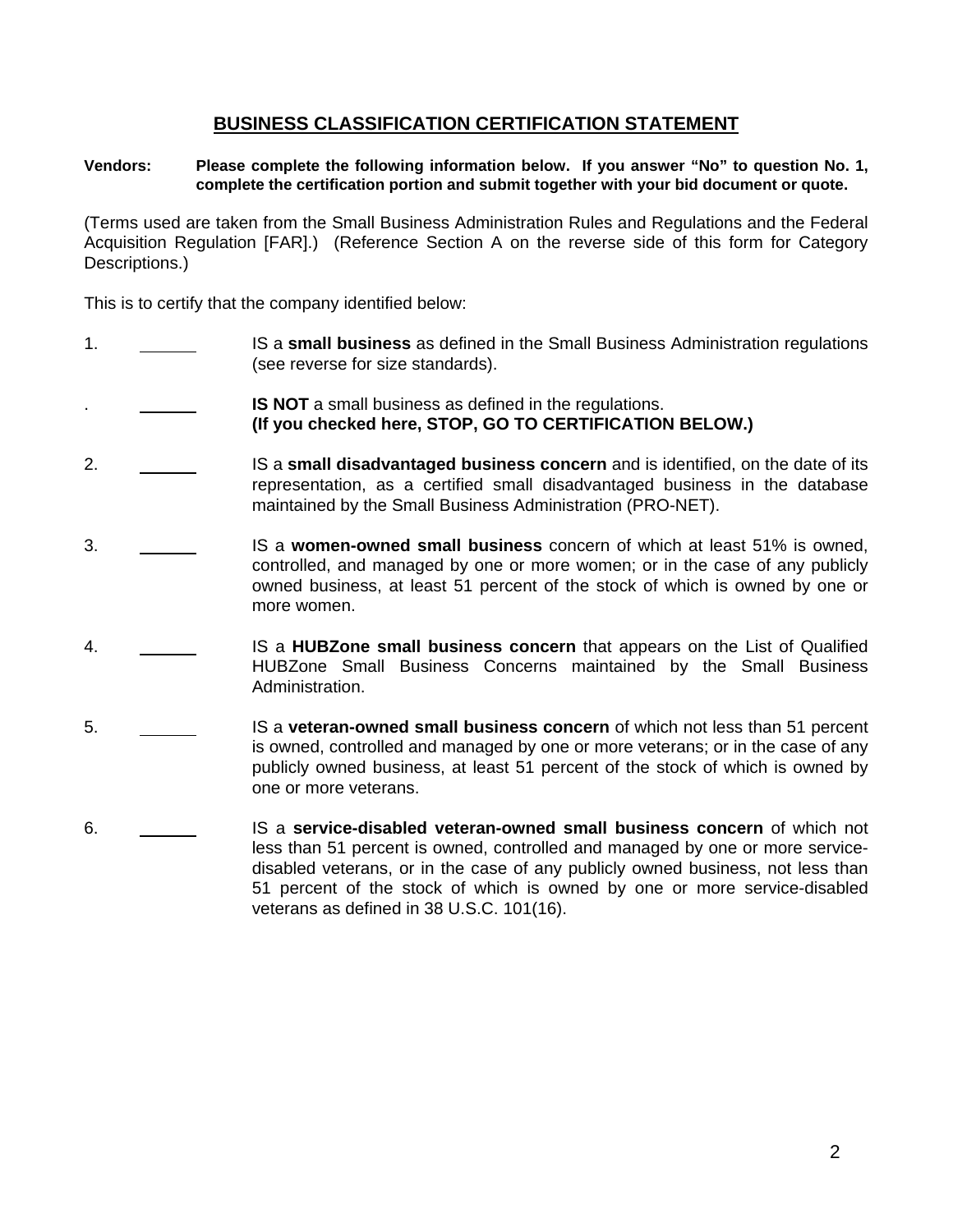## BUSINESS CLASSIFICATION CERTIFICATION STATEMENT

**Vendors:** **Please complete the following information below. If you answer "No" to question No. 1, complete the certification portion and submit together with your bid document or quote.**

(Terms used are taken from the Small Business Administration Rules and Regulations and the Federal Acquisition Regulation [FAR].) (Reference Section A on the reverse side of this form for Category Descriptions.)

This is to certify that the company identified below:

1. ______ IS a **small business** as defined in the Small Business Administration regulations (see reverse for size standards).

. ______ **IS NOT** a small business as defined in the regulations.
**(If you checked here, STOP, GO TO CERTIFICATION BELOW.)**

2. ______ IS a **small disadvantaged business concern** and is identified, on the date of its representation, as a certified small disadvantaged business in the database maintained by the Small Business Administration (PRO-NET).

3. ______ IS a **women-owned small business** concern of which at least 51% is owned, controlled, and managed by one or more women; or in the case of any publicly owned business, at least 51 percent of the stock of which is owned by one or more women.

4. ______ IS a **HUBZone small business concern** that appears on the List of Qualified HUBZone Small Business Concerns maintained by the Small Business Administration.

5. ______ IS a **veteran-owned small business concern** of which not less than 51 percent is owned, controlled and managed by one or more veterans; or in the case of any publicly owned business, at least 51 percent of the stock of which is owned by one or more veterans.

6. ______ IS a **service-disabled veteran-owned small business concern** of which not less than 51 percent is owned, controlled and managed by one or more service-disabled veterans, or in the case of any publicly owned business, not less than 51 percent of the stock of which is owned by one or more service-disabled veterans as defined in 38 U.S.C. 101(16).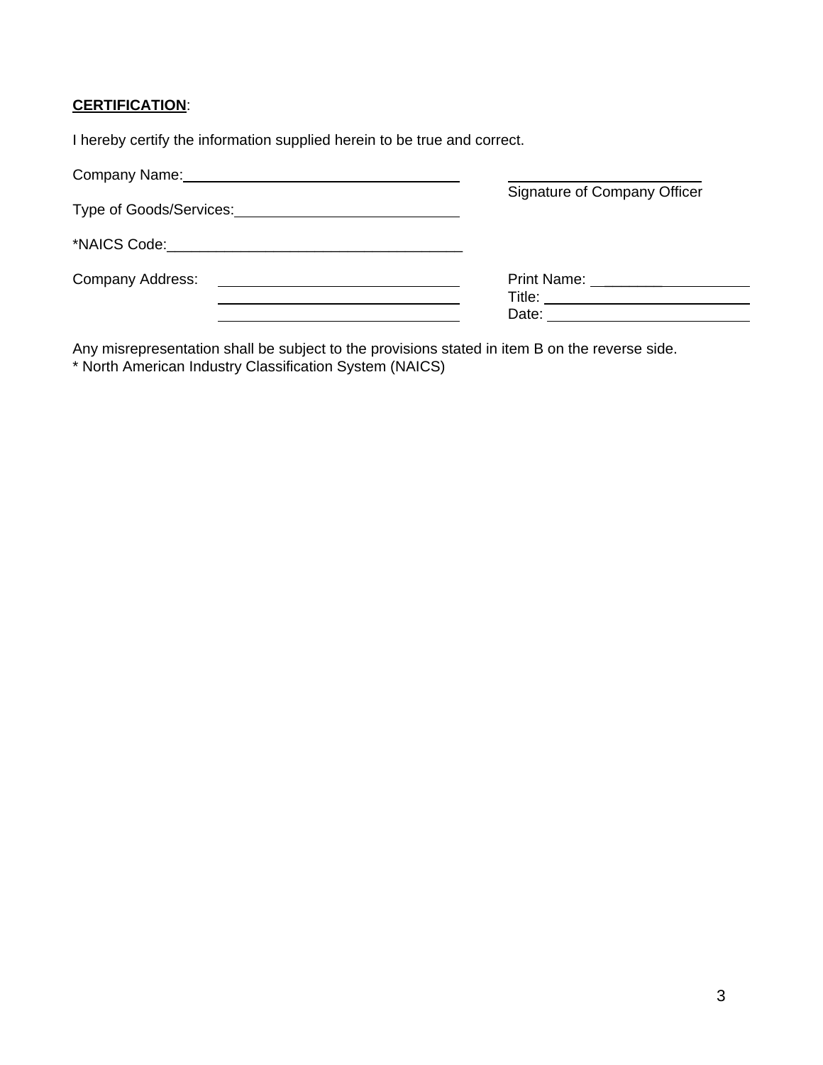**CERTIFICATION**:

I hereby certify the information supplied herein to be true and correct.

Company Name:____________________________________

Type of Goods/Services:___________________________

*NAICS Code:____________________________________

Company Address: _______________________________

_______________________________

_______________________________

_______________________________
Signature of Company Officer

Print Name: ____________________

Title: _________________________

Date: _________________________

Any misrepresentation shall be subject to the provisions stated in item B on the reverse side.
* North American Industry Classification System (NAICS)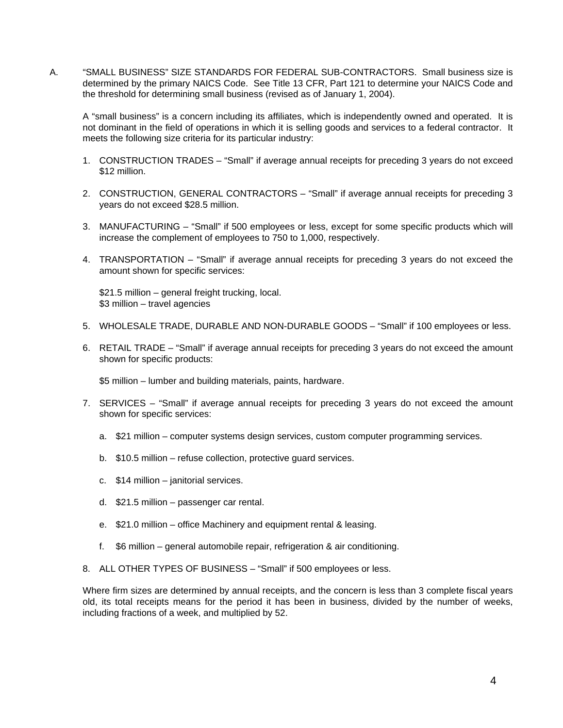A. “SMALL BUSINESS” SIZE STANDARDS FOR FEDERAL SUB-CONTRACTORS. Small business size is determined by the primary NAICS Code. See Title 13 CFR, Part 121 to determine your NAICS Code and the threshold for determining small business (revised as of January 1, 2004).

A “small business” is a concern including its affiliates, which is independently owned and operated. It is not dominant in the field of operations in which it is selling goods and services to a federal contractor. It meets the following size criteria for its particular industry:

1. CONSTRUCTION TRADES – “Small” if average annual receipts for preceding 3 years do not exceed $12 million.

2. CONSTRUCTION, GENERAL CONTRACTORS – “Small” if average annual receipts for preceding 3 years do not exceed $28.5 million.

3. MANUFACTURING – “Small” if 500 employees or less, except for some specific products which will increase the complement of employees to 750 to 1,000, respectively.

4. TRANSPORTATION – “Small” if average annual receipts for preceding 3 years do not exceed the amount shown for specific services:

   $21.5 million – general freight trucking, local.
   $3 million – travel agencies

5. WHOLESALE TRADE, DURABLE AND NON-DURABLE GOODS – “Small” if 100 employees or less.

6. RETAIL TRADE – “Small” if average annual receipts for preceding 3 years do not exceed the amount shown for specific products:

   $5 million – lumber and building materials, paints, hardware.

7. SERVICES – “Small” if average annual receipts for preceding 3 years do not exceed the amount shown for specific services:

   a. $21 million – computer systems design services, custom computer programming services.

   b. $10.5 million – refuse collection, protective guard services.

   c. $14 million – janitorial services.

   d. $21.5 million – passenger car rental.

   e. $21.0 million – office Machinery and equipment rental & leasing.

   f. $6 million – general automobile repair, refrigeration & air conditioning.

8. ALL OTHER TYPES OF BUSINESS – “Small” if 500 employees or less.

Where firm sizes are determined by annual receipts, and the concern is less than 3 complete fiscal years old, its total receipts means for the period it has been in business, divided by the number of weeks, including fractions of a week, and multiplied by 52.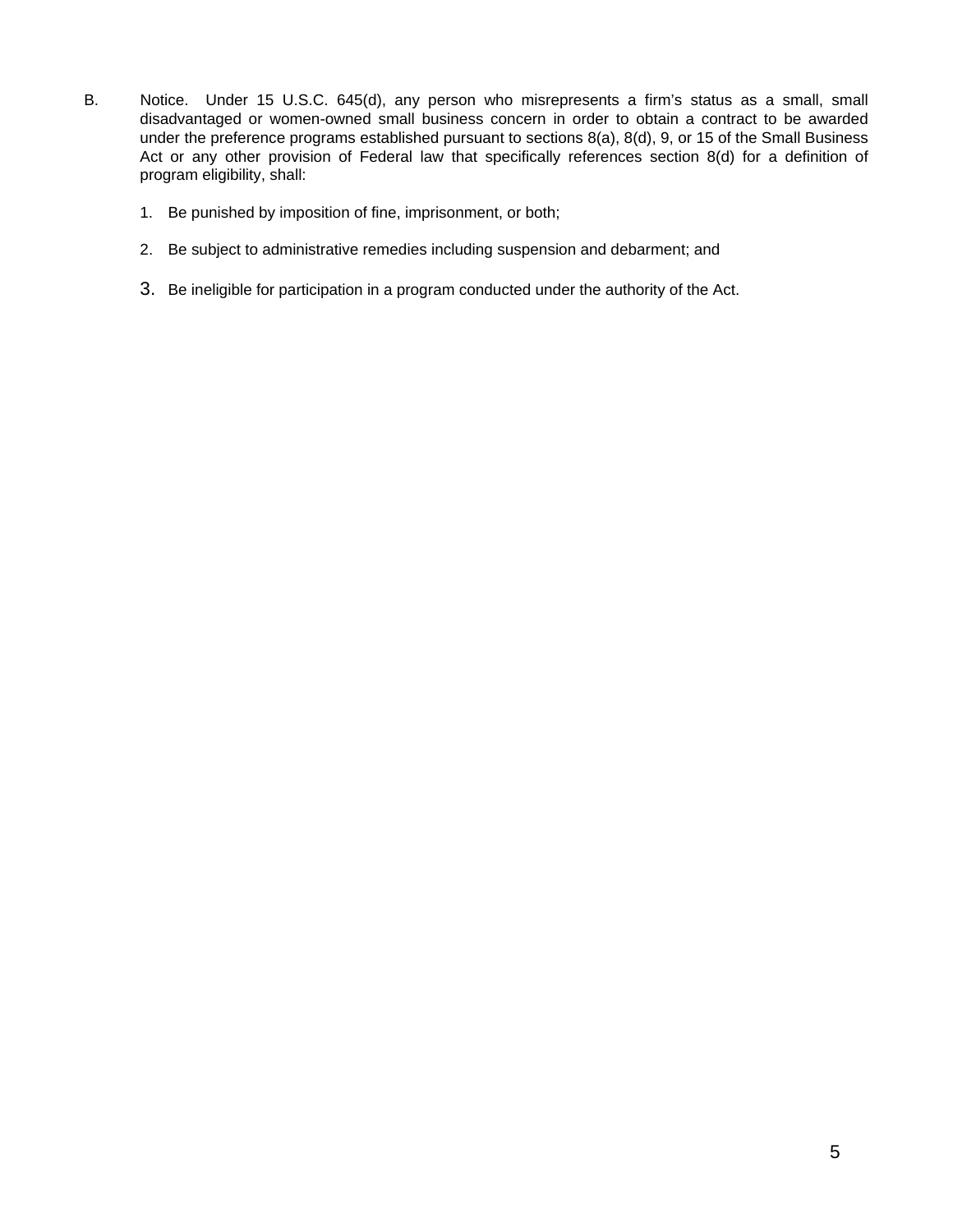B. Notice. Under 15 U.S.C. 645(d), any person who misrepresents a firm's status as a small, small disadvantaged or women-owned small business concern in order to obtain a contract to be awarded under the preference programs established pursuant to sections 8(a), 8(d), 9, or 15 of the Small Business Act or any other provision of Federal law that specifically references section 8(d) for a definition of program eligibility, shall:

1. Be punished by imposition of fine, imprisonment, or both;

2. Be subject to administrative remedies including suspension and debarment; and

3. Be ineligible for participation in a program conducted under the authority of the Act.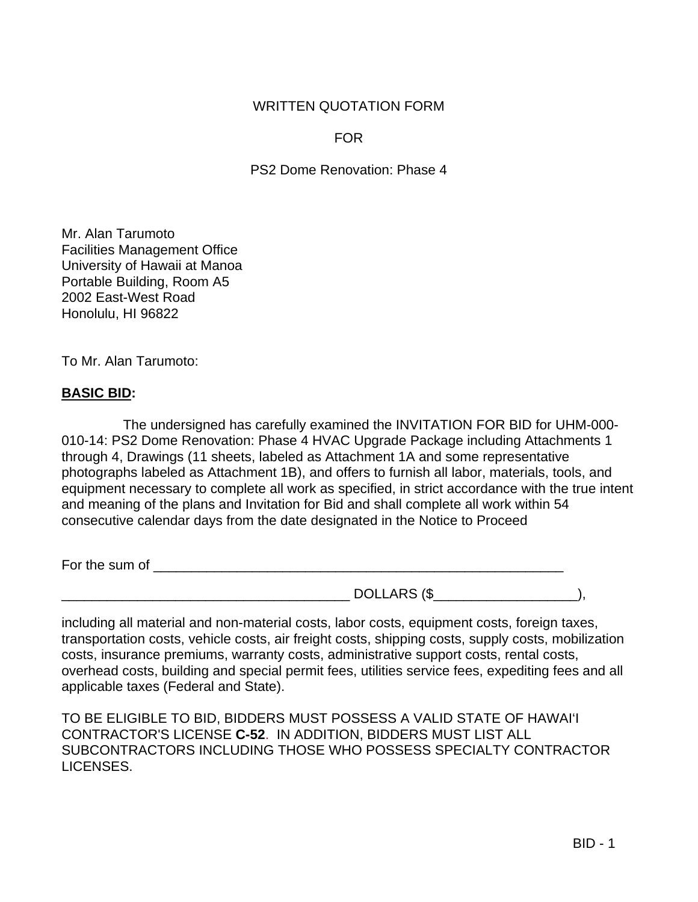WRITTEN QUOTATION FORM

FOR

PS2 Dome Renovation: Phase 4

Mr. Alan Tarumoto
Facilities Management Office
University of Hawaii at Manoa
Portable Building, Room A5
2002 East-West Road
Honolulu, HI 96822

To Mr. Alan Tarumoto:

**BASIC BID:**

The undersigned has carefully examined the INVITATION FOR BID for UHM-000-010-14: PS2 Dome Renovation: Phase 4 HVAC Upgrade Package including Attachments 1 through 4, Drawings (11 sheets, labeled as Attachment 1A and some representative photographs labeled as Attachment 1B), and offers to furnish all labor, materials, tools, and equipment necessary to complete all work as specified, in strict accordance with the true intent and meaning of the plans and Invitation for Bid and shall complete all work within 54 consecutive calendar days from the date designated in the Notice to Proceed

For the sum of ___________________________________________________________

_________________________________________ DOLLARS ($___________________),

including all material and non-material costs, labor costs, equipment costs, foreign taxes, transportation costs, vehicle costs, air freight costs, shipping costs, supply costs, mobilization costs, insurance premiums, warranty costs, administrative support costs, rental costs, overhead costs, building and special permit fees, utilities service fees, expediting fees and all applicable taxes (Federal and State).

TO BE ELIGIBLE TO BID, BIDDERS MUST POSSESS A VALID STATE OF HAWAIʻI CONTRACTOR'S LICENSE **C-52**. IN ADDITION, BIDDERS MUST LIST ALL SUBCONTRACTORS INCLUDING THOSE WHO POSSESS SPECIALTY CONTRACTOR LICENSES.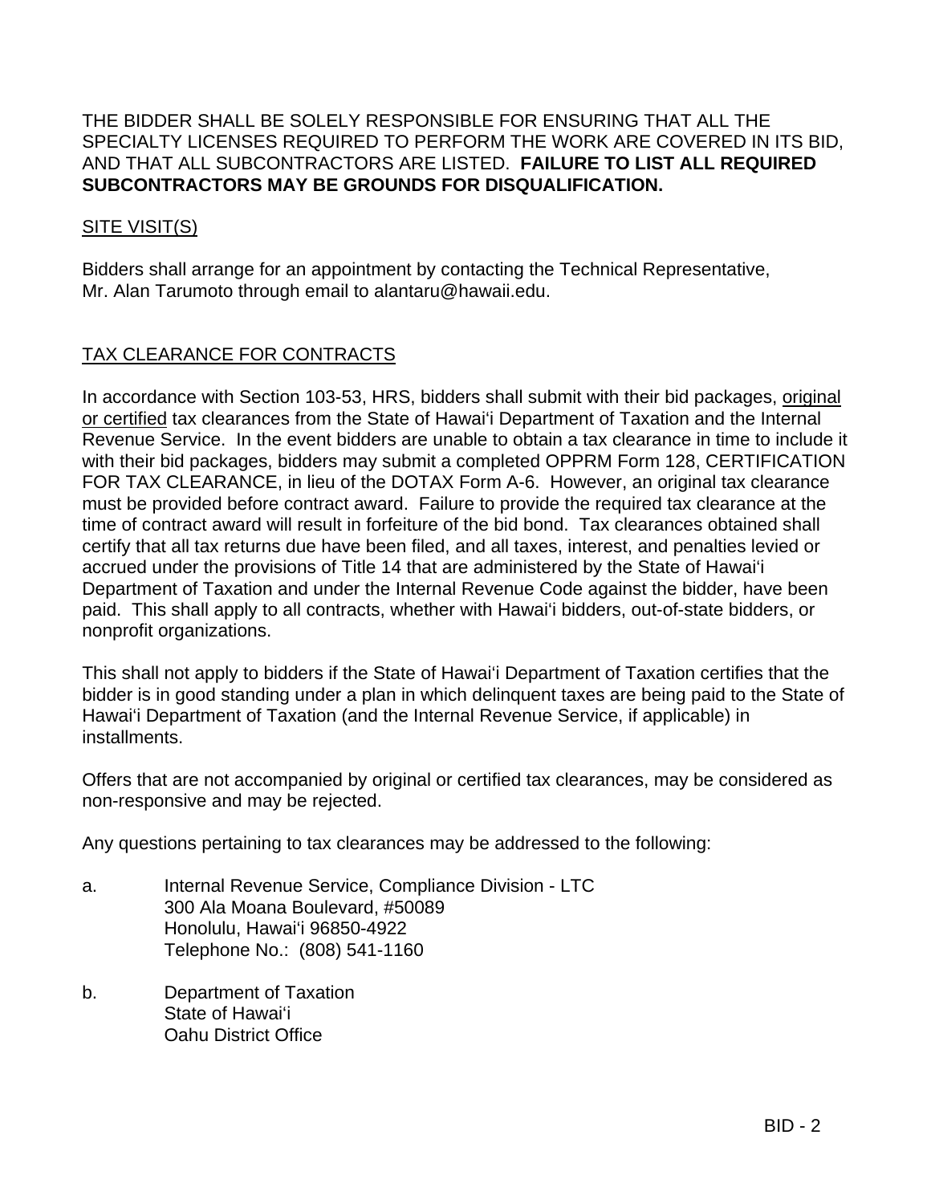THE BIDDER SHALL BE SOLELY RESPONSIBLE FOR ENSURING THAT ALL THE SPECIALTY LICENSES REQUIRED TO PERFORM THE WORK ARE COVERED IN ITS BID, AND THAT ALL SUBCONTRACTORS ARE LISTED. **FAILURE TO LIST ALL REQUIRED SUBCONTRACTORS MAY BE GROUNDS FOR DISQUALIFICATION.**

## SITE VISIT(S)

Bidders shall arrange for an appointment by contacting the Technical Representative, Mr. Alan Tarumoto through email to alantaru@hawaii.edu.

## TAX CLEARANCE FOR CONTRACTS

In accordance with Section 103-53, HRS, bidders shall submit with their bid packages, original or certified tax clearances from the State of Hawaiʻi Department of Taxation and the Internal Revenue Service. In the event bidders are unable to obtain a tax clearance in time to include it with their bid packages, bidders may submit a completed OPPRM Form 128, CERTIFICATION FOR TAX CLEARANCE, in lieu of the DOTAX Form A-6. However, an original tax clearance must be provided before contract award. Failure to provide the required tax clearance at the time of contract award will result in forfeiture of the bid bond. Tax clearances obtained shall certify that all tax returns due have been filed, and all taxes, interest, and penalties levied or accrued under the provisions of Title 14 that are administered by the State of Hawaiʻi Department of Taxation and under the Internal Revenue Code against the bidder, have been paid. This shall apply to all contracts, whether with Hawaiʻi bidders, out-of-state bidders, or nonprofit organizations.

This shall not apply to bidders if the State of Hawaiʻi Department of Taxation certifies that the bidder is in good standing under a plan in which delinquent taxes are being paid to the State of Hawaiʻi Department of Taxation (and the Internal Revenue Service, if applicable) in installments.

Offers that are not accompanied by original or certified tax clearances, may be considered as non-responsive and may be rejected.

Any questions pertaining to tax clearances may be addressed to the following:

a. Internal Revenue Service, Compliance Division - LTC
   300 Ala Moana Boulevard, #50089
   Honolulu, Hawaiʻi 96850-4922
   Telephone No.: (808) 541-1160

b. Department of Taxation
   State of Hawaiʻi
   Oahu District Office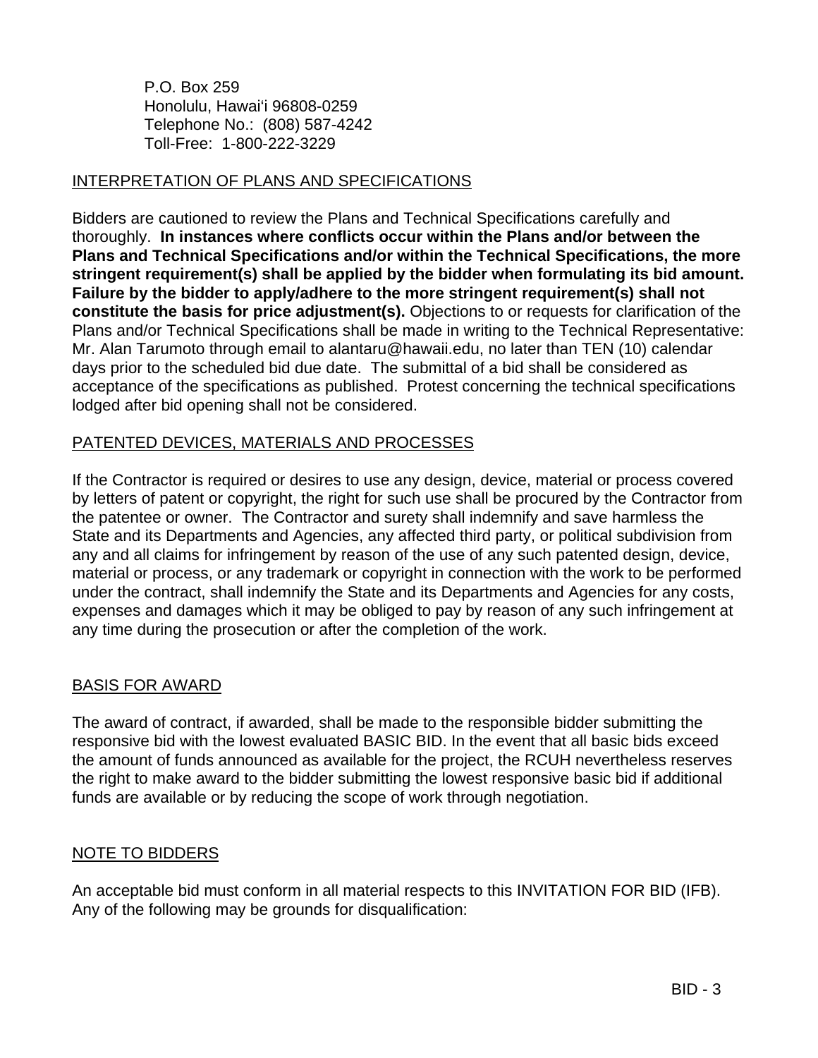P.O. Box 259
Honolulu, Hawaiʻi 96808-0259
Telephone No.: (808) 587-4242
Toll-Free: 1-800-222-3229

INTERPRETATION OF PLANS AND SPECIFICATIONS

Bidders are cautioned to review the Plans and Technical Specifications carefully and thoroughly. **In instances where conflicts occur within the Plans and/or between the Plans and Technical Specifications and/or within the Technical Specifications, the more stringent requirement(s) shall be applied by the bidder when formulating its bid amount. Failure by the bidder to apply/adhere to the more stringent requirement(s) shall not constitute the basis for price adjustment(s).** Objections to or requests for clarification of the Plans and/or Technical Specifications shall be made in writing to the Technical Representative: Mr. Alan Tarumoto through email to alantaru@hawaii.edu, no later than TEN (10) calendar days prior to the scheduled bid due date. The submittal of a bid shall be considered as acceptance of the specifications as published. Protest concerning the technical specifications lodged after bid opening shall not be considered.

PATENTED DEVICES, MATERIALS AND PROCESSES

If the Contractor is required or desires to use any design, device, material or process covered by letters of patent or copyright, the right for such use shall be procured by the Contractor from the patentee or owner. The Contractor and surety shall indemnify and save harmless the State and its Departments and Agencies, any affected third party, or political subdivision from any and all claims for infringement by reason of the use of any such patented design, device, material or process, or any trademark or copyright in connection with the work to be performed under the contract, shall indemnify the State and its Departments and Agencies for any costs, expenses and damages which it may be obliged to pay by reason of any such infringement at any time during the prosecution or after the completion of the work.

BASIS FOR AWARD

The award of contract, if awarded, shall be made to the responsible bidder submitting the responsive bid with the lowest evaluated BASIC BID. In the event that all basic bids exceed the amount of funds announced as available for the project, the RCUH nevertheless reserves the right to make award to the bidder submitting the lowest responsive basic bid if additional funds are available or by reducing the scope of work through negotiation.

NOTE TO BIDDERS

An acceptable bid must conform in all material respects to this INVITATION FOR BID (IFB). Any of the following may be grounds for disqualification: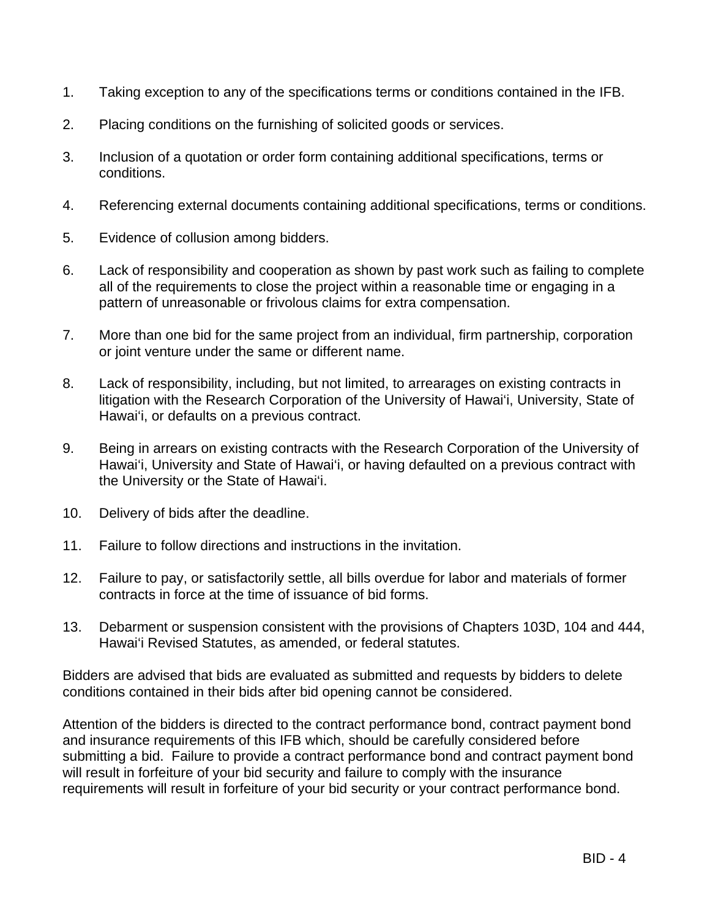1. Taking exception to any of the specifications terms or conditions contained in the IFB.

2. Placing conditions on the furnishing of solicited goods or services.

3. Inclusion of a quotation or order form containing additional specifications, terms or conditions.

4. Referencing external documents containing additional specifications, terms or conditions.

5. Evidence of collusion among bidders.

6. Lack of responsibility and cooperation as shown by past work such as failing to complete all of the requirements to close the project within a reasonable time or engaging in a pattern of unreasonable or frivolous claims for extra compensation.

7. More than one bid for the same project from an individual, firm partnership, corporation or joint venture under the same or different name.

8. Lack of responsibility, including, but not limited, to arrearages on existing contracts in litigation with the Research Corporation of the University of Hawaiʻi, University, State of Hawaiʻi, or defaults on a previous contract.

9. Being in arrears on existing contracts with the Research Corporation of the University of Hawaiʻi, University and State of Hawaiʻi, or having defaulted on a previous contract with the University or the State of Hawaiʻi.

10. Delivery of bids after the deadline.

11. Failure to follow directions and instructions in the invitation.

12. Failure to pay, or satisfactorily settle, all bills overdue for labor and materials of former contracts in force at the time of issuance of bid forms.

13. Debarment or suspension consistent with the provisions of Chapters 103D, 104 and 444, Hawaiʻi Revised Statutes, as amended, or federal statutes.

Bidders are advised that bids are evaluated as submitted and requests by bidders to delete conditions contained in their bids after bid opening cannot be considered.

Attention of the bidders is directed to the contract performance bond, contract payment bond and insurance requirements of this IFB which, should be carefully considered before submitting a bid. Failure to provide a contract performance bond and contract payment bond will result in forfeiture of your bid security and failure to comply with the insurance requirements will result in forfeiture of your bid security or your contract performance bond.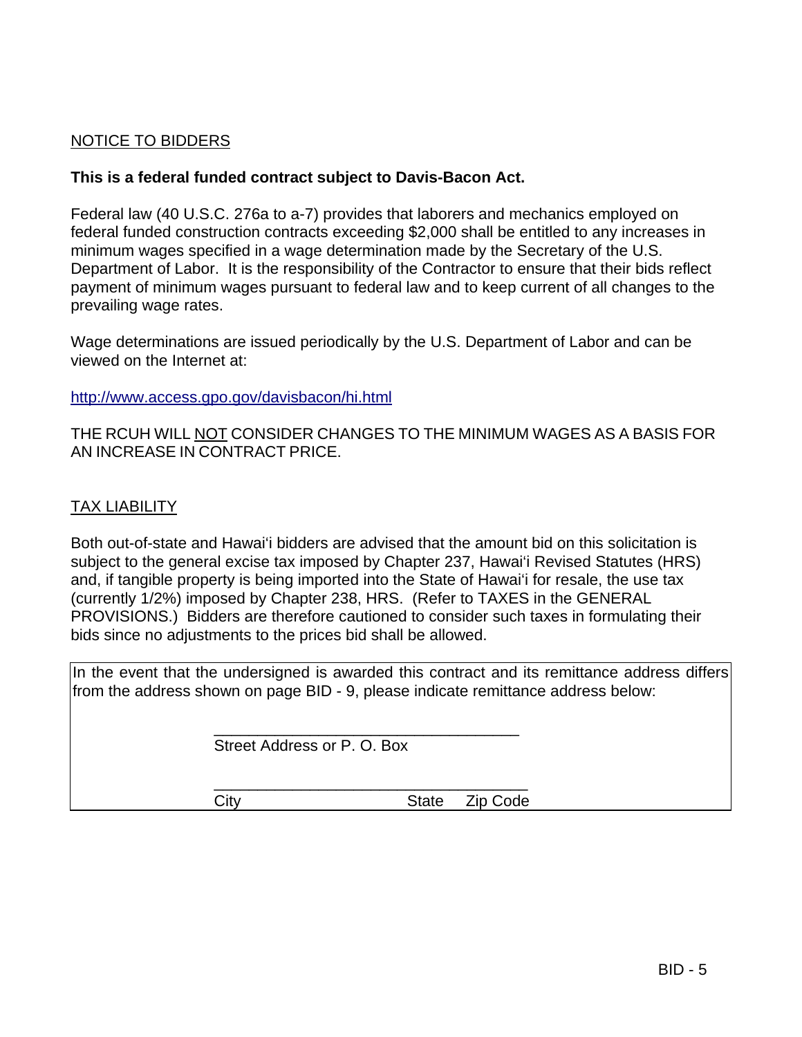NOTICE TO BIDDERS

**This is a federal funded contract subject to Davis-Bacon Act.**

Federal law (40 U.S.C. 276a to a-7) provides that laborers and mechanics employed on federal funded construction contracts exceeding $2,000 shall be entitled to any increases in minimum wages specified in a wage determination made by the Secretary of the U.S. Department of Labor. It is the responsibility of the Contractor to ensure that their bids reflect payment of minimum wages pursuant to federal law and to keep current of all changes to the prevailing wage rates.

Wage determinations are issued periodically by the U.S. Department of Labor and can be viewed on the Internet at:

http://www.access.gpo.gov/davisbacon/hi.html

THE RCUH WILL NOT CONSIDER CHANGES TO THE MINIMUM WAGES AS A BASIS FOR AN INCREASE IN CONTRACT PRICE.

TAX LIABILITY

Both out-of-state and Hawai‘i bidders are advised that the amount bid on this solicitation is subject to the general excise tax imposed by Chapter 237, Hawai‘i Revised Statutes (HRS) and, if tangible property is being imported into the State of Hawai‘i for resale, the use tax (currently 1/2%) imposed by Chapter 238, HRS. (Refer to TAXES in the GENERAL PROVISIONS.) Bidders are therefore cautioned to consider such taxes in formulating their bids since no adjustments to the prices bid shall be allowed.

In the event that the undersigned is awarded this contract and its remittance address differs from the address shown on page BID - 9, please indicate remittance address below:

\_\_\_\_\_\_\_\_\_\_\_\_\_\_\_\_\_\_\_\_\_\_\_\_\_\_\_\_\_\_\_\_\_\_\_\_
Street Address or P. O. Box

\_\_\_\_\_\_\_\_\_\_\_\_\_\_\_\_\_\_\_\_\_\_\_\_\_\_\_\_\_\_\_\_\_\_\_\_
City State Zip Code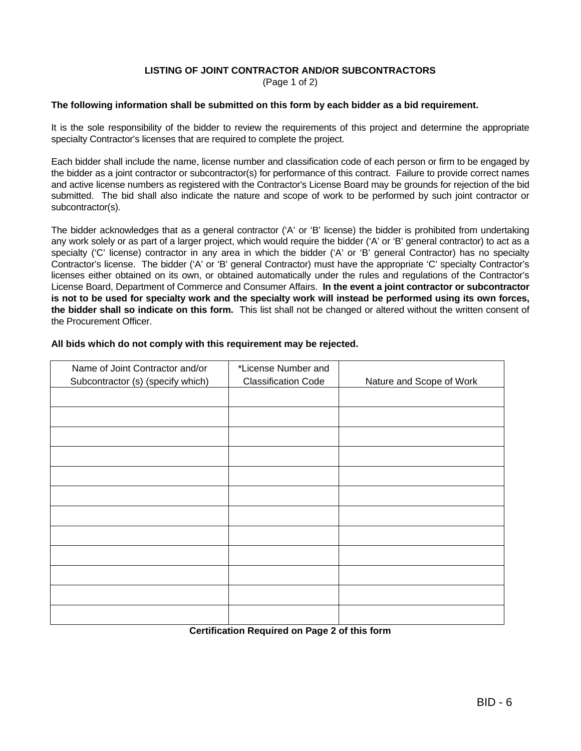**LISTING OF JOINT CONTRACTOR AND/OR SUBCONTRACTORS**
(Page 1 of 2)

**The following information shall be submitted on this form by each bidder as a bid requirement.**

It is the sole responsibility of the bidder to review the requirements of this project and determine the appropriate specialty Contractor's licenses that are required to complete the project.

Each bidder shall include the name, license number and classification code of each person or firm to be engaged by the bidder as a joint contractor or subcontractor(s) for performance of this contract. Failure to provide correct names and active license numbers as registered with the Contractor's License Board may be grounds for rejection of the bid submitted. The bid shall also indicate the nature and scope of work to be performed by such joint contractor or subcontractor(s).

The bidder acknowledges that as a general contractor ('A' or 'B' license) the bidder is prohibited from undertaking any work solely or as part of a larger project, which would require the bidder ('A' or 'B' general contractor) to act as a specialty ('C' license) contractor in any area in which the bidder ('A' or 'B' general Contractor) has no specialty Contractor's license. The bidder ('A' or 'B' general Contractor) must have the appropriate 'C' specialty Contractor's licenses either obtained on its own, or obtained automatically under the rules and regulations of the Contractor's License Board, Department of Commerce and Consumer Affairs. **In the event a joint contractor or subcontractor is not to be used for specialty work and the specialty work will instead be performed using its own forces, the bidder shall so indicate on this form.** This list shall not be changed or altered without the written consent of the Procurement Officer.

**All bids which do not comply with this requirement may be rejected.**

| Name of Joint Contractor and/or Subcontractor (s) (specify which) | *License Number and Classification Code | Nature and Scope of Work |
|---|---|---|
| | | |
| | | |
| | | |
| | | |
| | | |
| | | |
| | | |
| | | |
| | | |
| | | |
| | | |
| | | |

**Certification Required on Page 2 of this form**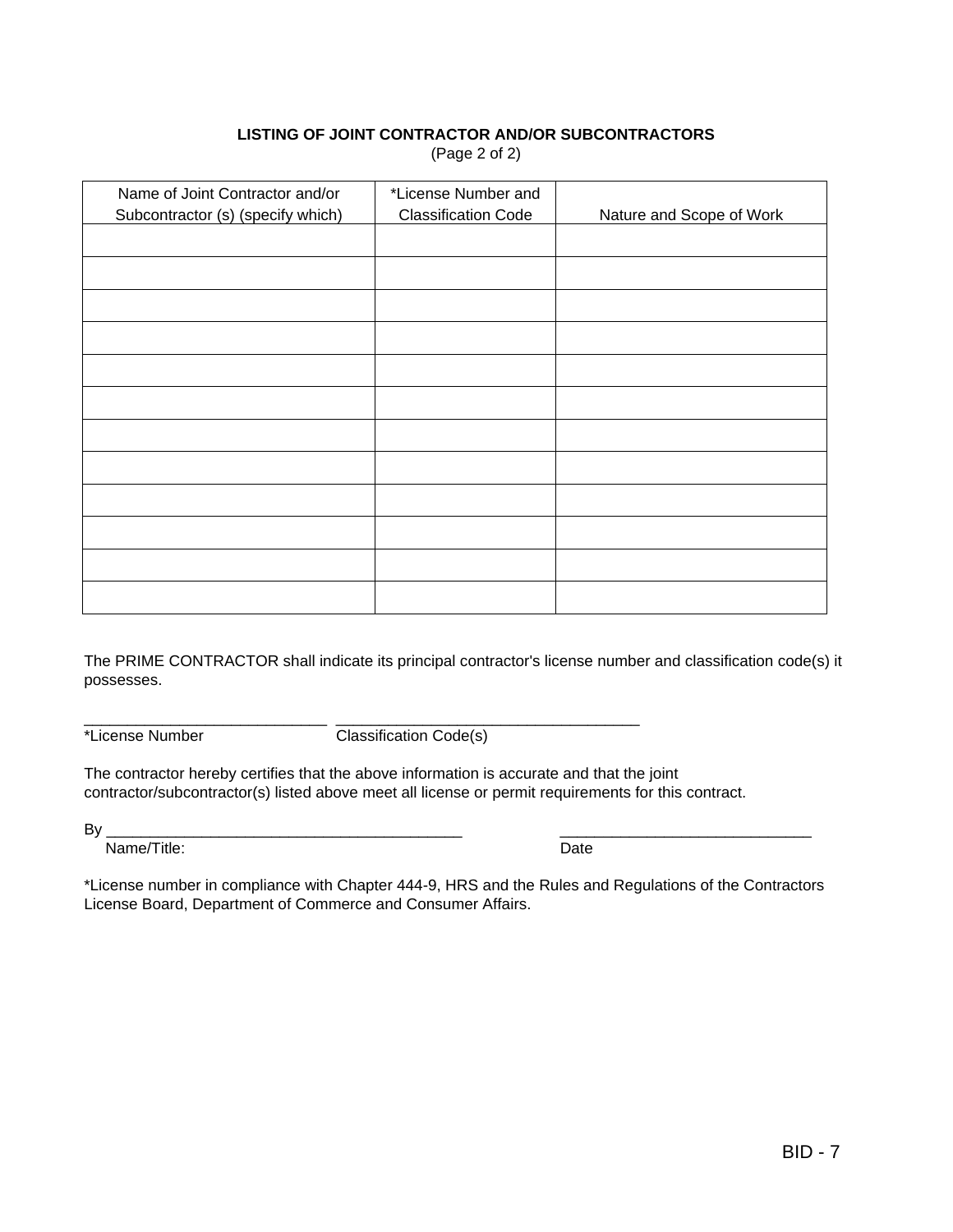**LISTING OF JOINT CONTRACTOR AND/OR SUBCONTRACTORS**

(Page 2 of 2)

| Name of Joint Contractor and/or Subcontractor (s) (specify which) | *License Number and Classification Code | Nature and Scope of Work |
|---|---|---|
| | | |
| | | |
| | | |
| | | |
| | | |
| | | |
| | | |
| | | |
| | | |
| | | |
| | | |
| | | |

The PRIME CONTRACTOR shall indicate its principal contractor's license number and classification code(s) it possesses.

_____________________________ ____________________________________

*License Number Classification Code(s)

The contractor hereby certifies that the above information is accurate and that the joint contractor/subcontractor(s) listed above meet all license or permit requirements for this contract.

By __________________________________________ ______________________________

Name/Title: Date

*License number in compliance with Chapter 444-9, HRS and the Rules and Regulations of the Contractors License Board, Department of Commerce and Consumer Affairs.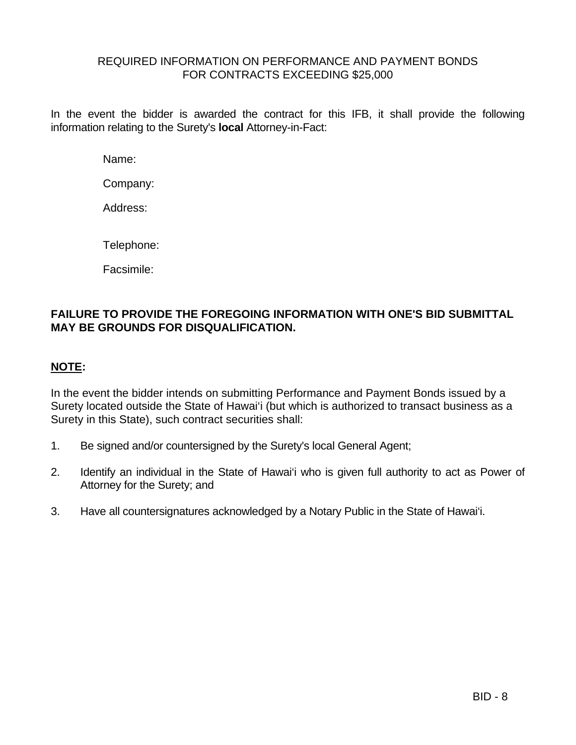## REQUIRED INFORMATION ON PERFORMANCE AND PAYMENT BONDS FOR CONTRACTS EXCEEDING $25,000

In the event the bidder is awarded the contract for this IFB, it shall provide the following information relating to the Surety's **local** Attorney-in-Fact:

Name:

Company:

Address:

Telephone:

Facsimile:

**FAILURE TO PROVIDE THE FOREGOING INFORMATION WITH ONE'S BID SUBMITTAL MAY BE GROUNDS FOR DISQUALIFICATION.**

**NOTE:**

In the event the bidder intends on submitting Performance and Payment Bonds issued by a Surety located outside the State of Hawaiʻi (but which is authorized to transact business as a Surety in this State), such contract securities shall:

1. Be signed and/or countersigned by the Surety's local General Agent;
2. Identify an individual in the State of Hawaiʻi who is given full authority to act as Power of Attorney for the Surety; and
3. Have all countersignatures acknowledged by a Notary Public in the State of Hawaiʻi.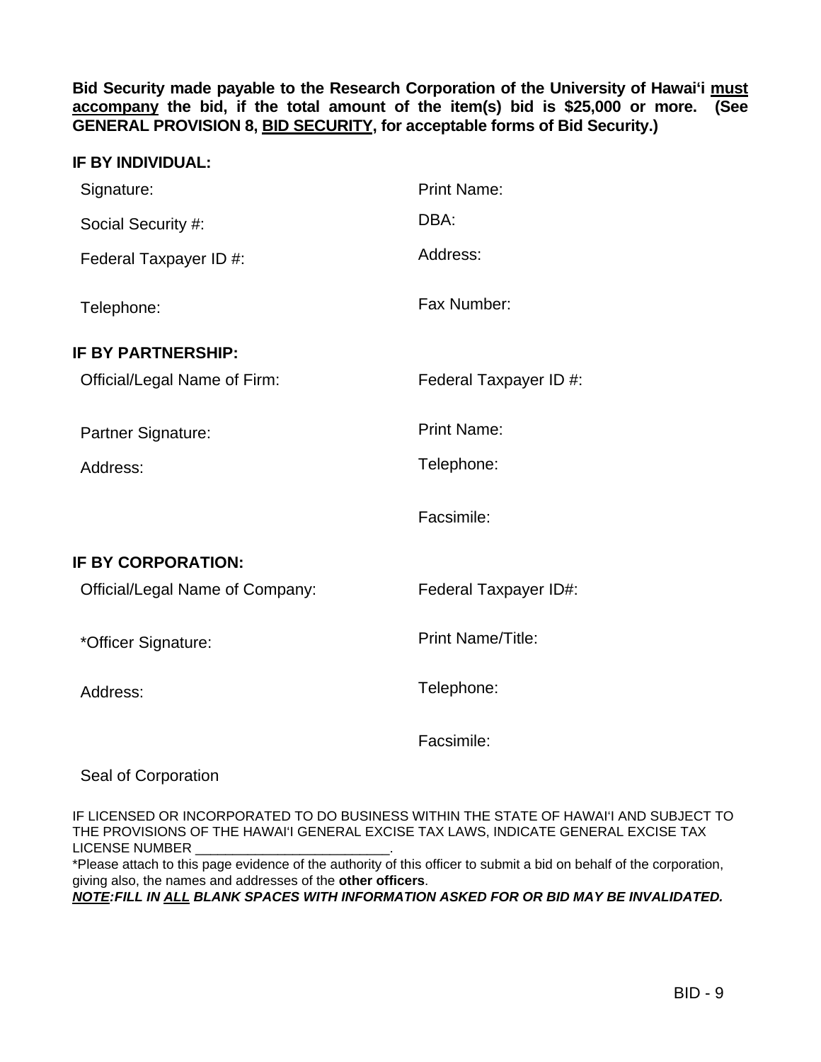**Bid Security made payable to the Research Corporation of the University of Hawai'i <u>must accompany</u> the bid, if the total amount of the item(s) bid is $25,000 or more. (See GENERAL PROVISION 8, <u>BID SECURITY</u>, for acceptable forms of Bid Security.)**

**IF BY INDIVIDUAL:**

| | |
|---|---|
| Signature: | Print Name: |
| Social Security #: | DBA: |
| Federal Taxpayer ID #: | Address: |
| Telephone: | Fax Number: |

**IF BY PARTNERSHIP:**

| | |
|---|---|
| Official/Legal Name of Firm: | Federal Taxpayer ID #: |
| Partner Signature: | Print Name: |
| Address: | Telephone: |
| | Facsimile: |

**IF BY CORPORATION:**

| | |
|---|---|
| Official/Legal Name of Company: | Federal Taxpayer ID#: |
| *Officer Signature: | Print Name/Title: |
| Address: | Telephone: |
| | Facsimile: |

Seal of Corporation

IF LICENSED OR INCORPORATED TO DO BUSINESS WITHIN THE STATE OF HAWAI'I AND SUBJECT TO THE PROVISIONS OF THE HAWAI'I GENERAL EXCISE TAX LAWS, INDICATE GENERAL EXCISE TAX LICENSE NUMBER _________________________.

*Please attach to this page evidence of the authority of this officer to submit a bid on behalf of the corporation, giving also, the names and addresses of the **other officers**.

***<u>NOTE</u>:FILL IN <u>ALL</u> BLANK SPACES WITH INFORMATION ASKED FOR OR BID MAY BE INVALIDATED.***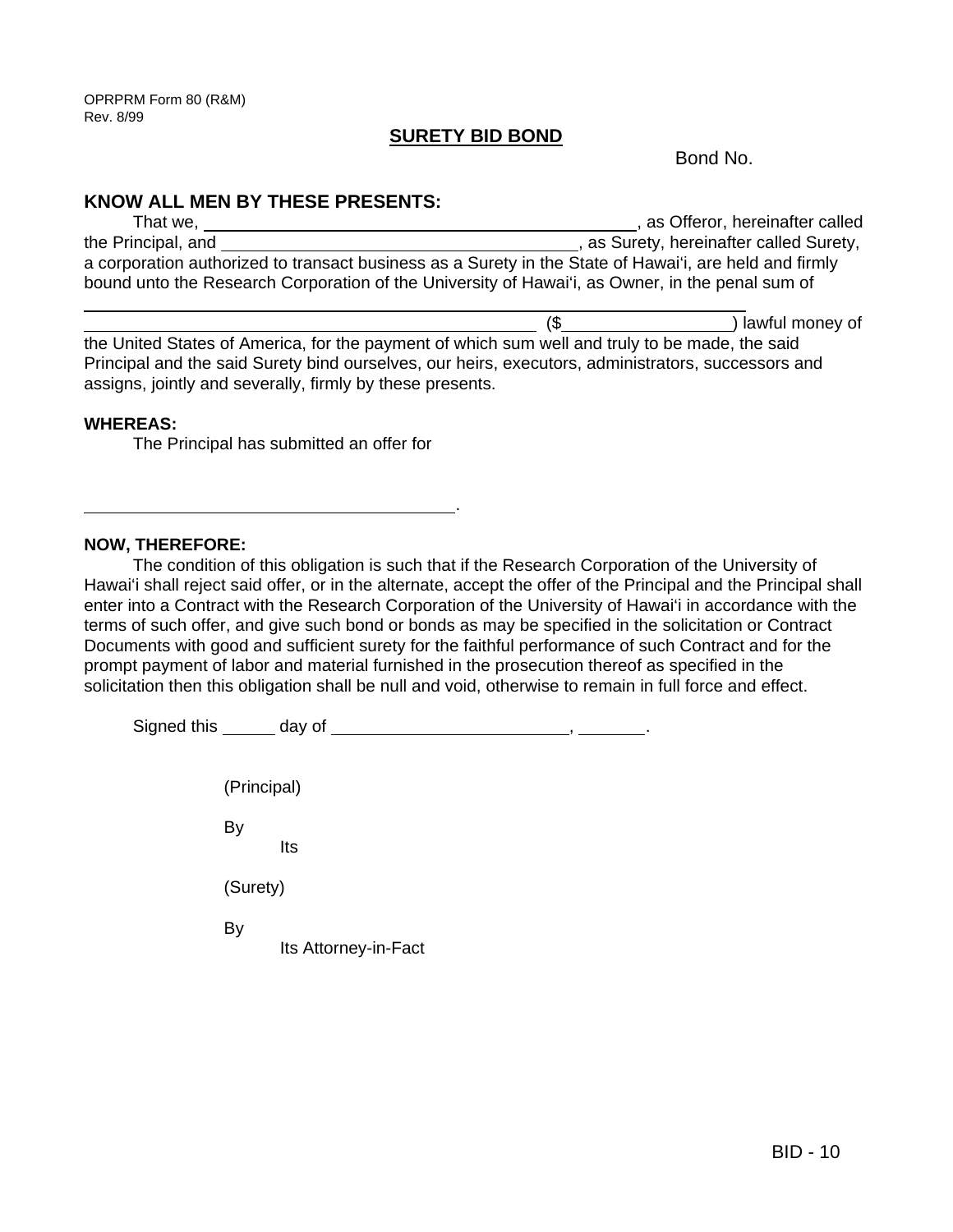OPRPRM Form 80 (R&M)
Rev. 8/99

## SURETY BID BOND

Bond No.

### KNOW ALL MEN BY THESE PRESENTS:

That we, ______________________________, as Offeror, hereinafter called the Principal, and ______________________________, as Surety, hereinafter called Surety, a corporation authorized to transact business as a Surety in the State of Hawaiʻi, are held and firmly bound unto the Research Corporation of the University of Hawaiʻi, as Owner, in the penal sum of

______________________________________________________ ($_______________) lawful money of the United States of America, for the payment of which sum well and truly to be made, the said Principal and the said Surety bind ourselves, our heirs, executors, administrators, successors and assigns, jointly and severally, firmly by these presents.

**WHEREAS:**

The Principal has submitted an offer for

______________________________.

**NOW, THEREFORE:**

The condition of this obligation is such that if the Research Corporation of the University of Hawaiʻi shall reject said offer, or in the alternate, accept the offer of the Principal and the Principal shall enter into a Contract with the Research Corporation of the University of Hawaiʻi in accordance with the terms of such offer, and give such bond or bonds as may be specified in the solicitation or Contract Documents with good and sufficient surety for the faithful performance of such Contract and for the prompt payment of labor and material furnished in the prosecution thereof as specified in the solicitation then this obligation shall be null and void, otherwise to remain in full force and effect.

Signed this _____ day of ____________________, ______.

(Principal)

By
Its

(Surety)

By
Its Attorney-in-Fact

BID - 10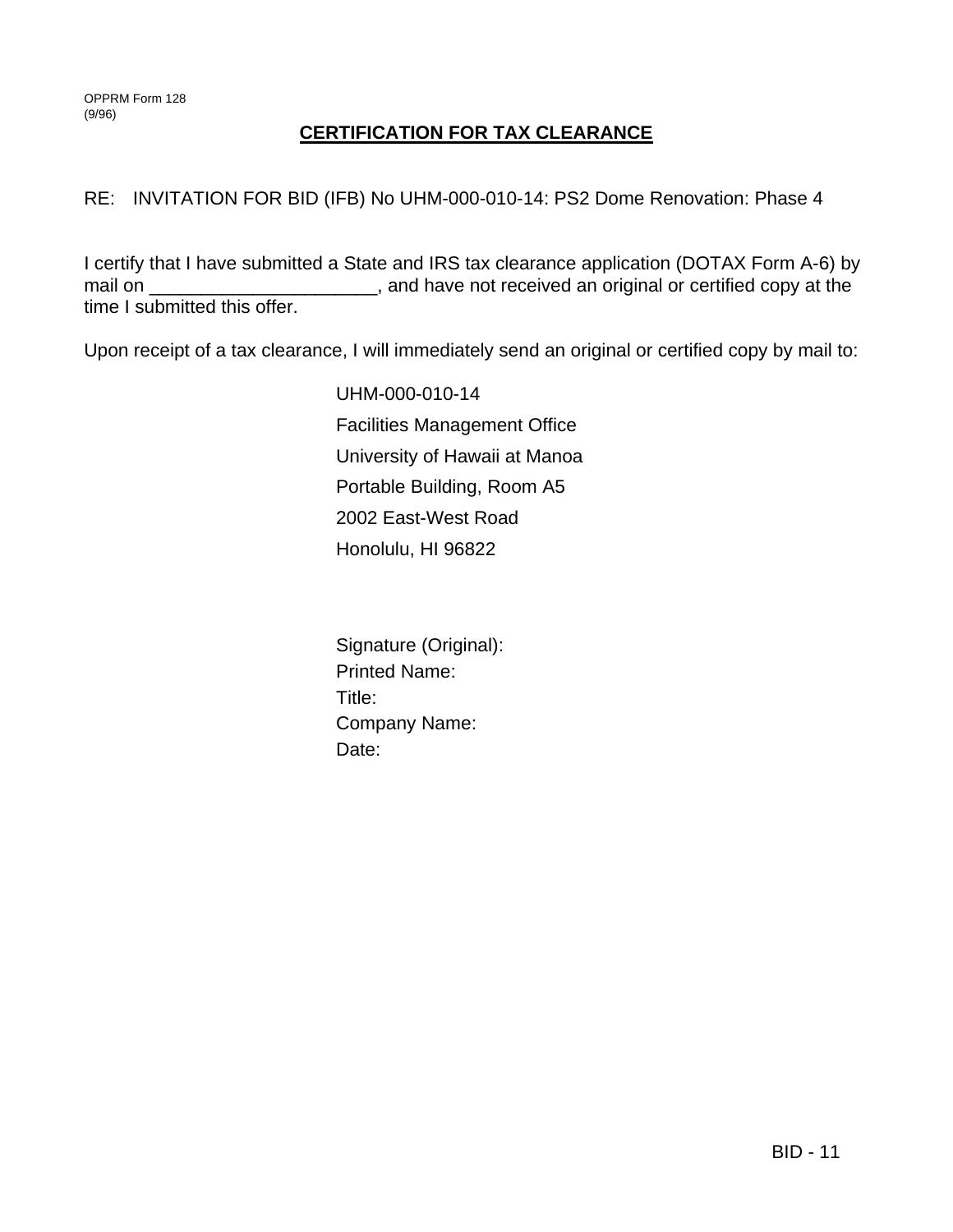OPPRM Form 128
(9/96)

# CERTIFICATION FOR TAX CLEARANCE

RE: INVITATION FOR BID (IFB) No UHM-000-010-14: PS2 Dome Renovation: Phase 4

I certify that I have submitted a State and IRS tax clearance application (DOTAX Form A-6) by mail on ______________________, and have not received an original or certified copy at the time I submitted this offer.

Upon receipt of a tax clearance, I will immediately send an original or certified copy by mail to:

UHM-000-010-14
Facilities Management Office
University of Hawaii at Manoa
Portable Building, Room A5
2002 East-West Road
Honolulu, HI 96822

Signature (Original):
Printed Name:
Title:
Company Name:
Date: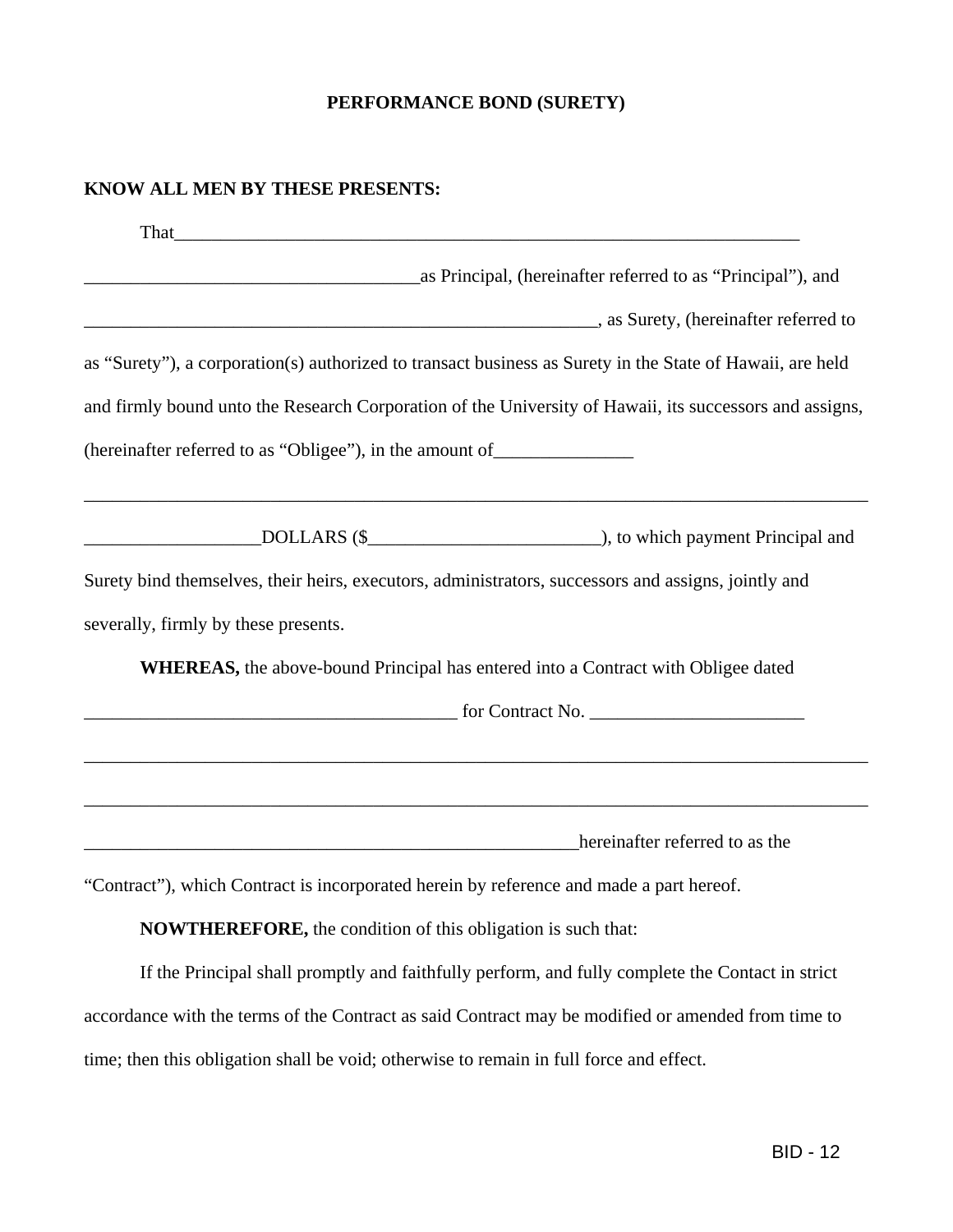**PERFORMANCE BOND (SURETY)**

**KNOW ALL MEN BY THESE PRESENTS:**

That_____________________________________________________________________

_____________________________________as Principal, (hereinafter referred to as "Principal"), and

_________________________________________________________, as Surety, (hereinafter referred to as "Surety"), a corporation(s) authorized to transact business as Surety in the State of Hawaii, are held and firmly bound unto the Research Corporation of the University of Hawaii, its successors and assigns, (hereinafter referred to as "Obligee"), in the amount of_______________

_________________________________________________________________________________________

___________________DOLLARS ($_________________________), to which payment Principal and Surety bind themselves, their heirs, executors, administrators, successors and assigns, jointly and severally, firmly by these presents.

**WHEREAS,** the above-bound Principal has entered into a Contract with Obligee dated

_________________________________________ for Contract No. _______________________

_________________________________________________________________________________________

_________________________________________________________________________________________

_______________________________________________________hereinafter referred to as the "Contract"), which Contract is incorporated herein by reference and made a part hereof.

**NOWTHEREFORE,** the condition of this obligation is such that:

If the Principal shall promptly and faithfully perform, and fully complete the Contact in strict accordance with the terms of the Contract as said Contract may be modified or amended from time to time; then this obligation shall be void; otherwise to remain in full force and effect.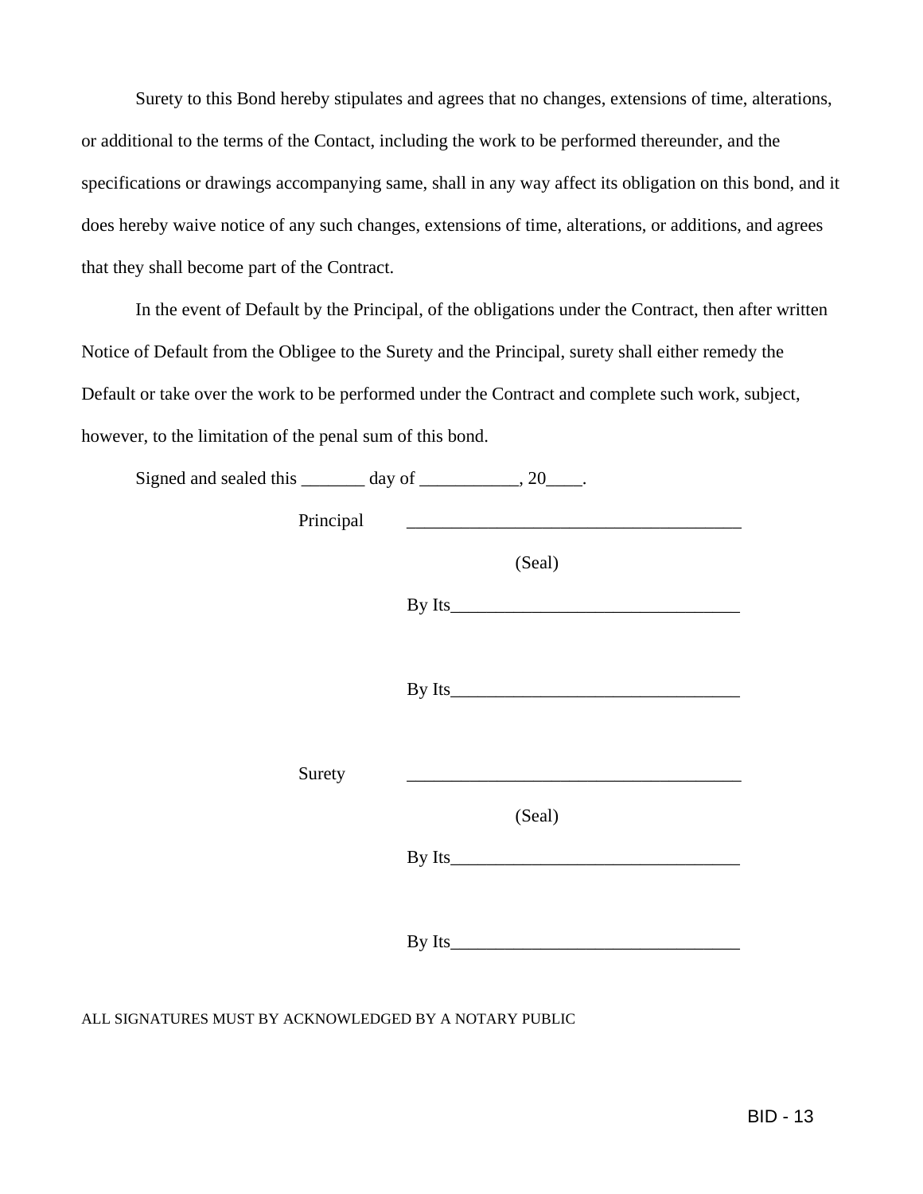Surety to this Bond hereby stipulates and agrees that no changes, extensions of time, alterations, or additional to the terms of the Contact, including the work to be performed thereunder, and the specifications or drawings accompanying same, shall in any way affect its obligation on this bond, and it does hereby waive notice of any such changes, extensions of time, alterations, or additions, and agrees that they shall become part of the Contract.

In the event of Default by the Principal, of the obligations under the Contract, then after written Notice of Default from the Obligee to the Surety and the Principal, surety shall either remedy the Default or take over the work to be performed under the Contract and complete such work, subject, however, to the limitation of the penal sum of this bond.

Signed and sealed this _______ day of ___________, 20____.

Principal _____________________________________

(Seal)

By Its_______________________________

By Its_______________________________

Surety _____________________________________

(Seal)

By Its_______________________________

By Its_______________________________

ALL SIGNATURES MUST BY ACKNOWLEDGED BY A NOTARY PUBLIC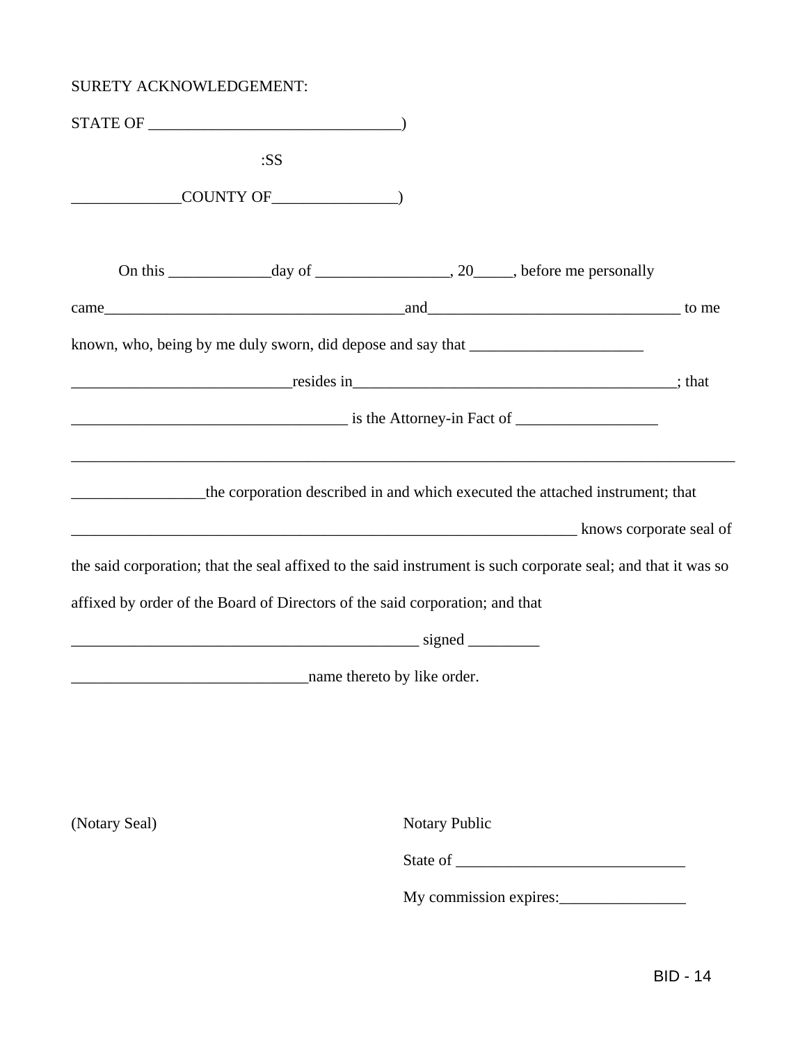SURETY ACKNOWLEDGEMENT:

STATE OF ________________________________)

:SS

______________COUNTY OF________________)

On this _____________day of _________________, 20_____, before me personally came_______________________________________and________________________________ to me known, who, being by me duly sworn, did depose and say that ______________________ ____________________________resides in__________________________________________; that ___________________________________ is the Attorney-in Fact of __________________ ____________________________________________________________________________________ _________________the corporation described in and which executed the attached instrument; that __________________________________________________________________ knows corporate seal of the said corporation; that the seal affixed to the said instrument is such corporate seal; and that it was so affixed by order of the Board of Directors of the said corporation; and that _____________________________________________ signed _________ ______________________________name thereto by like order.

(Notary Seal)

Notary Public

State of _____________________________

My commission expires:________________

BID - 14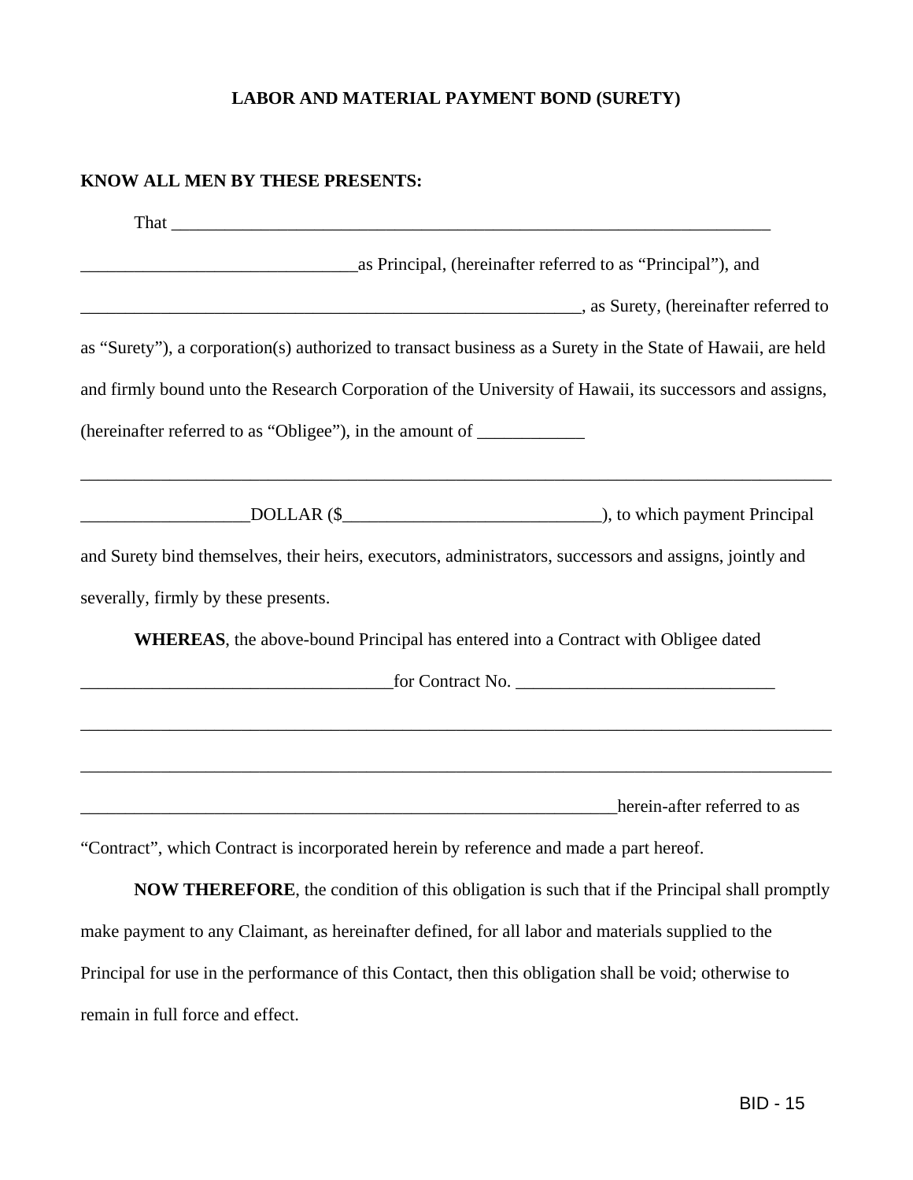# LABOR AND MATERIAL PAYMENT BOND (SURETY)

**KNOW ALL MEN BY THESE PRESENTS:**

That _______________________________________________________________________

_______________________________as Principal, (hereinafter referred to as "Principal"), and

_________________________________________________________, as Surety, (hereinafter referred to as "Surety"), a corporation(s) authorized to transact business as a Surety in the State of Hawaii, are held and firmly bound unto the Research Corporation of the University of Hawaii, its successors and assigns, (hereinafter referred to as "Obligee"), in the amount of ____________

_______________________________________________________________________________________

___________________DOLLAR ($_____________________________), to which payment Principal and Surety bind themselves, their heirs, executors, administrators, successors and assigns, jointly and severally, firmly by these presents.

**WHEREAS**, the above-bound Principal has entered into a Contract with Obligee dated

___________________________________for Contract No. _____________________________

_______________________________________________________________________________________

_______________________________________________________________________________________

_____________________________________________________________herein-after referred to as "Contract", which Contract is incorporated herein by reference and made a part hereof.

**NOW THEREFORE**, the condition of this obligation is such that if the Principal shall promptly make payment to any Claimant, as hereinafter defined, for all labor and materials supplied to the Principal for use in the performance of this Contact, then this obligation shall be void; otherwise to remain in full force and effect.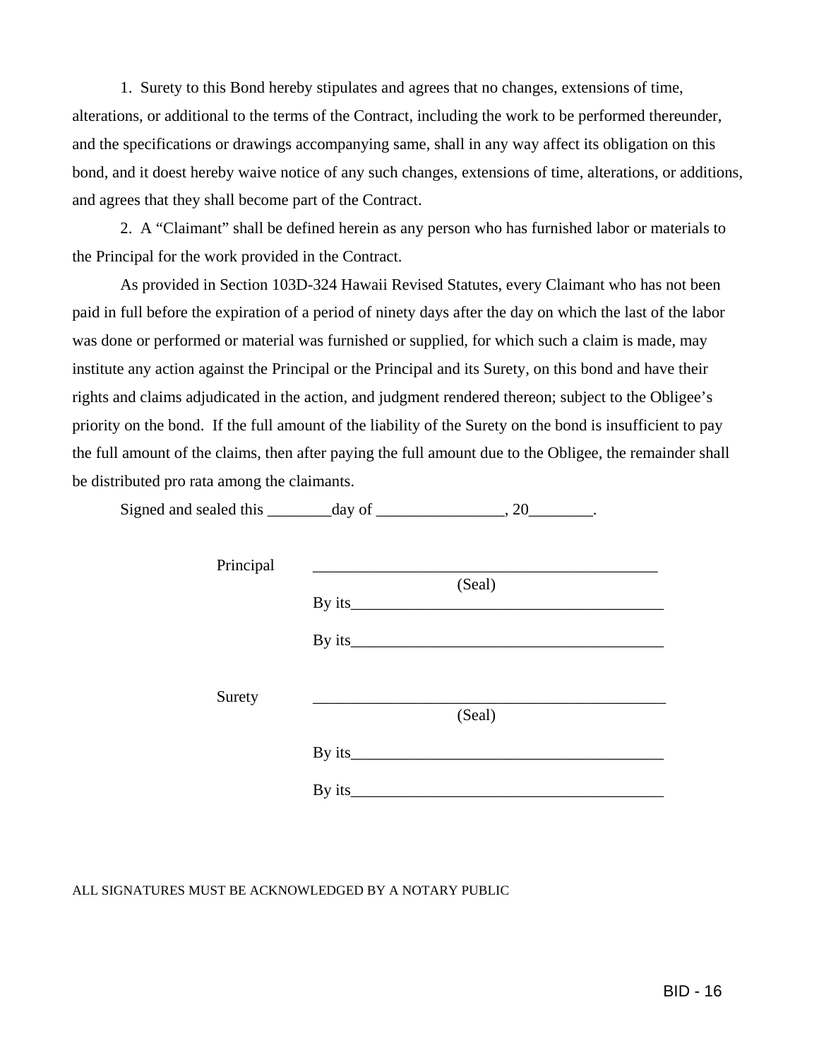1. Surety to this Bond hereby stipulates and agrees that no changes, extensions of time, alterations, or additional to the terms of the Contract, including the work to be performed thereunder, and the specifications or drawings accompanying same, shall in any way affect its obligation on this bond, and it doest hereby waive notice of any such changes, extensions of time, alterations, or additions, and agrees that they shall become part of the Contract.

2. A "Claimant" shall be defined herein as any person who has furnished labor or materials to the Principal for the work provided in the Contract.

As provided in Section 103D-324 Hawaii Revised Statutes, every Claimant who has not been paid in full before the expiration of a period of ninety days after the day on which the last of the labor was done or performed or material was furnished or supplied, for which such a claim is made, may institute any action against the Principal or the Principal and its Surety, on this bond and have their rights and claims adjudicated in the action, and judgment rendered thereon; subject to the Obligee's priority on the bond. If the full amount of the liability of the Surety on the bond is insufficient to pay the full amount of the claims, then after paying the full amount due to the Obligee, the remainder shall be distributed pro rata among the claimants.

Signed and sealed this ________day of ________________, 20________.

Principal ____________________________________________
(Seal)

By its_______________________________________

By its_______________________________________

Surety ____________________________________________
(Seal)

By its_______________________________________

By its_______________________________________

ALL SIGNATURES MUST BE ACKNOWLEDGED BY A NOTARY PUBLIC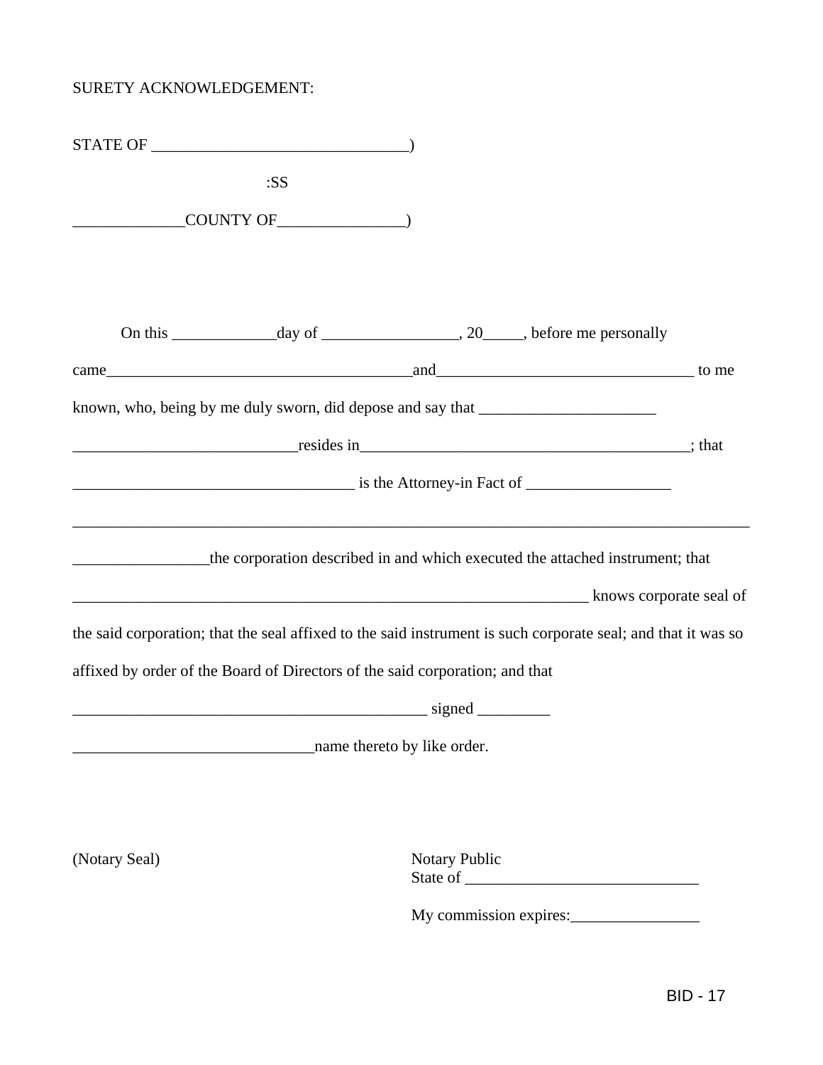SURETY ACKNOWLEDGEMENT:

STATE OF ________________________________)

:SS

______________COUNTY OF________________)

On this _____________day of _________________, 20_____, before me personally came_______________________________________and________________________________ to me known, who, being by me duly sworn, did depose and say that ______________________ ____________________________resides in_________________________________________; that ___________________________________ is the Attorney-in Fact of __________________ ____________________________________________________________________________________ _________________the corporation described in and which executed the attached instrument; that _________________________________________________________________ knows corporate seal of the said corporation; that the seal affixed to the said instrument is such corporate seal; and that it was so affixed by order of the Board of Directors of the said corporation; and that _____________________________________________ signed _________ ______________________________name thereto by like order.

(Notary Seal)

Notary Public
State of _____________________________

My commission expires:________________

BID - 17